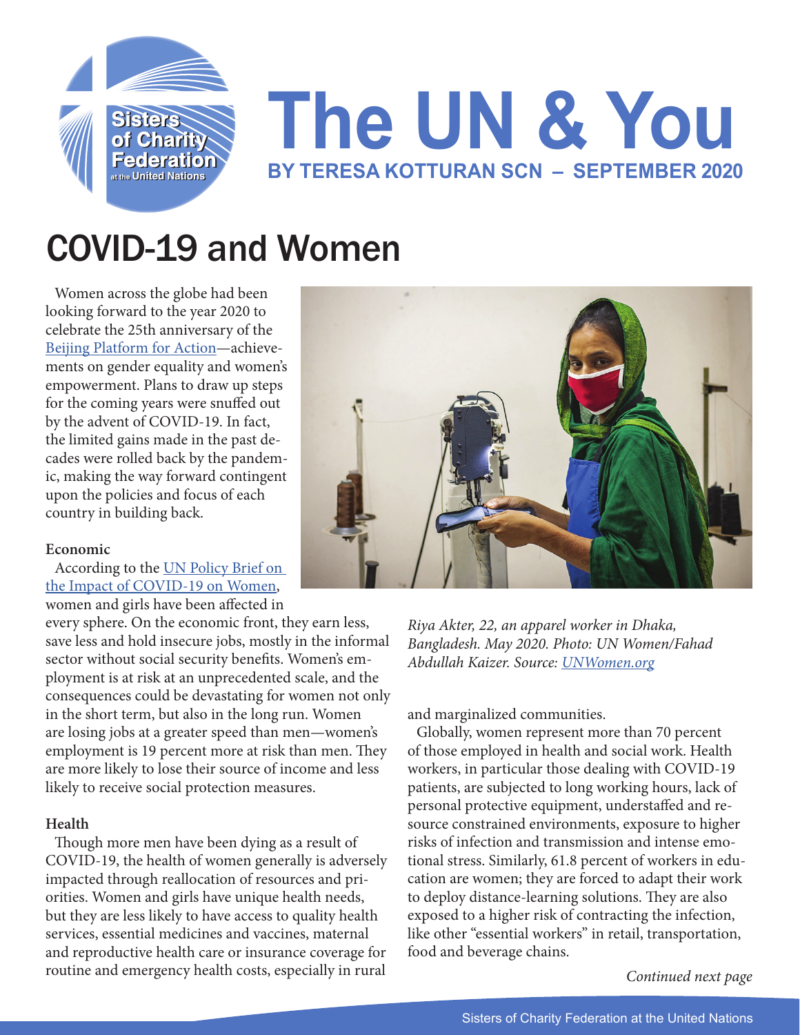# The UN & You

**BY TERESA KOTTURAN SCN – SEPTEMBER 2020**

## COVID-19 and Women

Women across the globe had been looking forward to the year 2020 to celebrate the 25th anniversary of the Beijing Platform for Action—achievements on gender equality and women's empowerment. Plans to draw up steps for the coming years were snuffed out by the advent of COVID-19. In fact, the limited gains made in the past decades were rolled back by the pandemic, making the way forward contingent upon the policies and focus of each country in building back.

*Riya Akter, 22, an apparel worker in Dhaka, Bangladesh. May 2020. Photo: UN Women/Fahad Abdullah Kaizer. Source: UNWomen.org*

**Economic**

According to the UN Policy Brief on the Impact of COVID-19 on Women, women and girls have been affected in every sphere. On the economic front, they earn less, save less and hold insecure jobs, mostly in the informal sector without social security benefits. Women's employment is at risk at an unprecedented scale, and the consequences could be devastating for women not only in the short term, but also in the long run. Women are losing jobs at a greater speed than men—women's employment is 19 percent more at risk than men. They are more likely to lose their source of income and less likely to receive social protection measures.

**Health**

Though more men have been dying as a result of COVID-19, the health of women generally is adversely impacted through reallocation of resources and priorities. Women and girls have unique health needs, but they are less likely to have access to quality health services, essential medicines and vaccines, maternal and reproductive health care or insurance coverage for routine and emergency health costs, especially in rural and marginalized communities.

Globally, women represent more than 70 percent of those employed in health and social work. Health workers, in particular those dealing with COVID-19 patients, are subjected to long working hours, lack of personal protective equipment, understaffed and resource constrained environments, exposure to higher risks of infection and transmission and intense emotional stress. Similarly, 61.8 percent of workers in education are women; they are forced to adapt their work to deploy distance-learning solutions. They are also exposed to a higher risk of contracting the infection, like other "essential workers" in retail, transportation, food and beverage chains.

*Continued next page*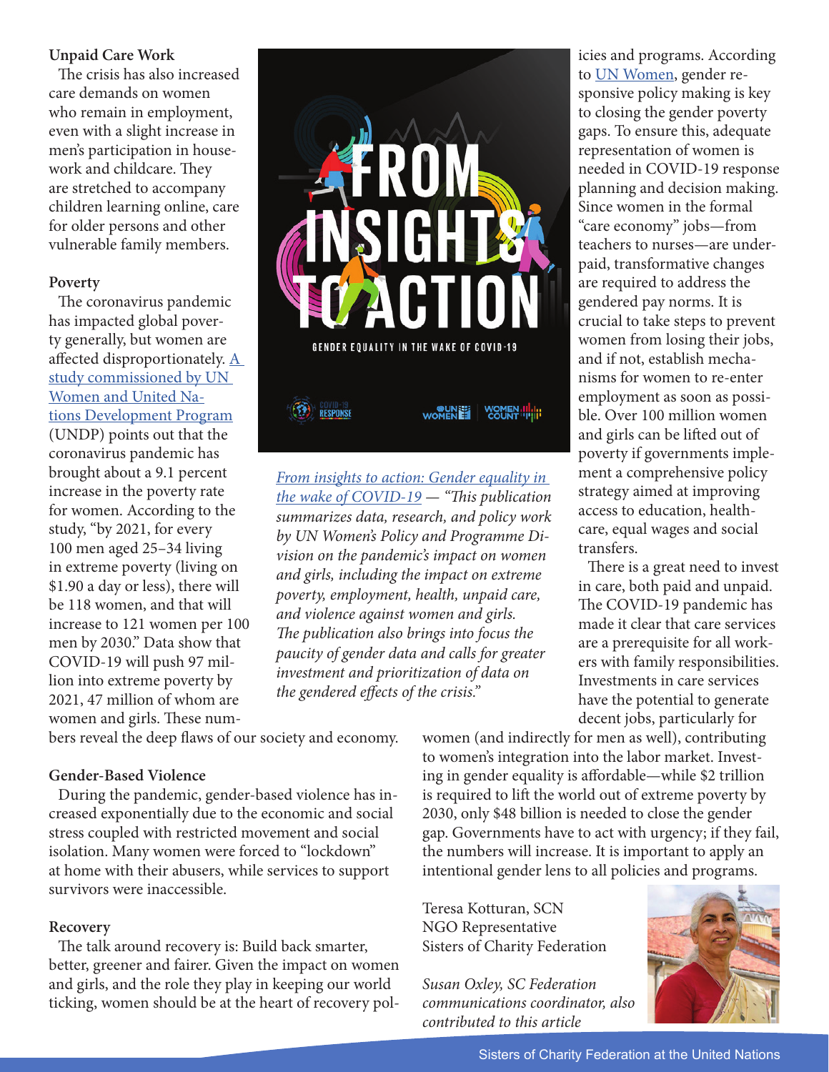### Unpaid Care Work

The crisis has also increased care demands on women who remain in employment, even with a slight increase in men's participation in housework and childcare. They are stretched to accompany children learning online, care for older persons and other vulnerable family members.

### Poverty

The coronavirus pandemic has impacted global poverty generally, but women are affected disproportionately. A study commissioned by UN Women and United Nations Development Program (UNDP) points out that the coronavirus pandemic has brought about a 9.1 percent increase in the poverty rate for women. According to the study, "by 2021, for every 100 men aged 25–34 living in extreme poverty (living on $1.90 a day or less), there will be 118 women, and that will increase to 121 women per 100 men by 2030." Data show that COVID-19 will push 97 million into extreme poverty by 2021, 47 million of whom are women and girls. These numbers reveal the deep flaws of our society and economy.

*From insights to action: Gender equality in the wake of COVID-19 — "This publication summarizes data, research, and policy work by UN Women's Policy and Programme Division on the pandemic's impact on women and girls, including the impact on extreme poverty, employment, health, unpaid care, and violence against women and girls. The publication also brings into focus the paucity of gender data and calls for greater investment and prioritization of data on the gendered effects of the crisis."*

### Gender-Based Violence

During the pandemic, gender-based violence has increased exponentially due to the economic and social stress coupled with restricted movement and social isolation. Many women were forced to "lockdown" at home with their abusers, while services to support survivors were inaccessible.

### Recovery

The talk around recovery is: Build back smarter, better, greener and fairer. Given the impact on women and girls, and the role they play in keeping our world ticking, women should be at the heart of recovery policies and programs. According to UN Women, gender responsive policy making is key to closing the gender poverty gaps. To ensure this, adequate representation of women is needed in COVID-19 response planning and decision making. Since women in the formal "care economy" jobs—from teachers to nurses—are underpaid, transformative changes are required to address the gendered pay norms. It is crucial to take steps to prevent women from losing their jobs, and if not, establish mechanisms for women to re-enter employment as soon as possible. Over 100 million women and girls can be lifted out of poverty if governments implement a comprehensive policy strategy aimed at improving access to education, healthcare, equal wages and social transfers.

There is a great need to invest in care, both paid and unpaid. The COVID-19 pandemic has made it clear that care services are a prerequisite for all workers with family responsibilities. Investments in care services have the potential to generate decent jobs, particularly for women (and indirectly for men as well), contributing to women's integration into the labor market. Investing in gender equality is affordable—while $2 trillion is required to lift the world out of extreme poverty by 2030, only $48 billion is needed to close the gender gap. Governments have to act with urgency; if they fail, the numbers will increase. It is important to apply an intentional gender lens to all policies and programs.

Teresa Kotturan, SCN
NGO Representative
Sisters of Charity Federation

*Susan Oxley, SC Federation communications coordinator, also contributed to this article*